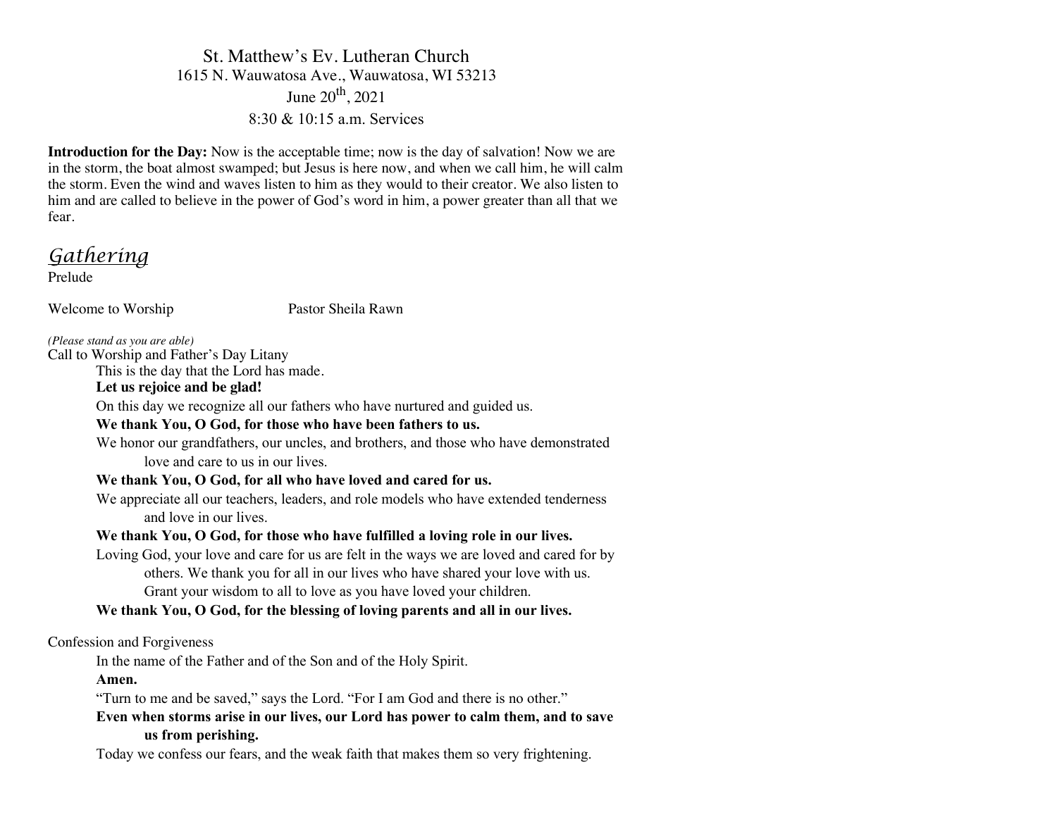St. Matthew's Ev. Lutheran Church
1615 N. Wauwatosa Ave., Wauwatosa, WI 53213
June 20th, 2021
8:30 & 10:15 a.m. Services

**Introduction for the Day:** Now is the acceptable time; now is the day of salvation! Now we are in the storm, the boat almost swamped; but Jesus is here now, and when we call him, he will calm the storm. Even the wind and waves listen to him as they would to their creator. We also listen to him and are called to believe in the power of God's word in him, a power greater than all that we fear.

## Gathering

Prelude

Welcome to Worship — Pastor Sheila Rawn

*(Please stand as you are able)*

Call to Worship and Father's Day Litany

This is the day that the Lord has made.
**Let us rejoice and be glad!**
On this day we recognize all our fathers who have nurtured and guided us.
**We thank You, O God, for those who have been fathers to us.**
We honor our grandfathers, our uncles, and brothers, and those who have demonstrated love and care to us in our lives.
**We thank You, O God, for all who have loved and cared for us.**
We appreciate all our teachers, leaders, and role models who have extended tenderness and love in our lives.
**We thank You, O God, for those who have fulfilled a loving role in our lives.**
Loving God, your love and care for us are felt in the ways we are loved and cared for by others. We thank you for all in our lives who have shared your love with us. Grant your wisdom to all to love as you have loved your children.
**We thank You, O God, for the blessing of loving parents and all in our lives.**

Confession and Forgiveness

In the name of the Father and of the Son and of the Holy Spirit.
**Amen.**
"Turn to me and be saved," says the Lord. "For I am God and there is no other."
**Even when storms arise in our lives, our Lord has power to calm them, and to save us from perishing.**
Today we confess our fears, and the weak faith that makes them so very frightening.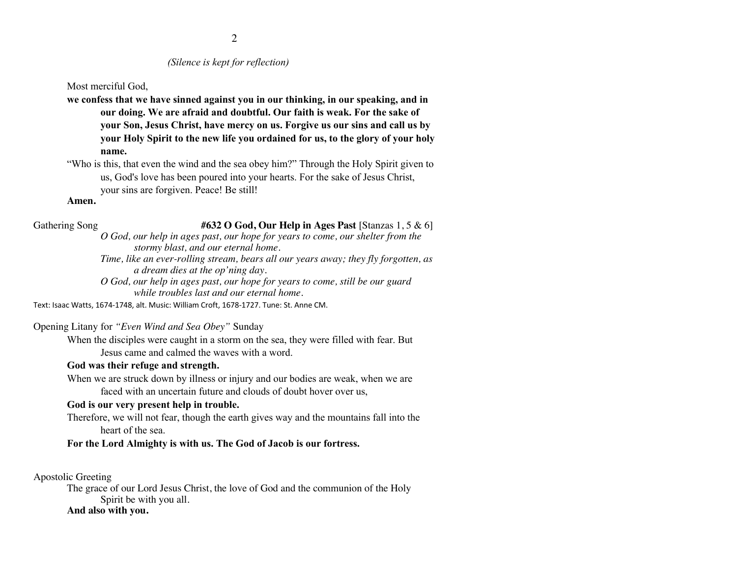*(Silence is kept for reflection)*

Most merciful God,

**we confess that we have sinned against you in our thinking, in our speaking, and in our doing. We are afraid and doubtful. Our faith is weak. For the sake of your Son, Jesus Christ, have mercy on us. Forgive us our sins and call us by your Holy Spirit to the new life you ordained for us, to the glory of your holy name.**

"Who is this, that even the wind and the sea obey him?" Through the Holy Spirit given to us, God's love has been poured into your hearts. For the sake of Jesus Christ, your sins are forgiven. Peace! Be still!

**Amen.**

Gathering Song **#632 O God, Our Help in Ages Past** [Stanzas 1, 5 & 6]

*O God, our help in ages past, our hope for years to come, our shelter from the stormy blast, and our eternal home.*

*Time, like an ever-rolling stream, bears all our years away; they fly forgotten, as a dream dies at the op'ning day.*

*O God, our help in ages past, our hope for years to come, still be our guard while troubles last and our eternal home.*

Text: Isaac Watts, 1674-1748, alt. Music: William Croft, 1678-1727. Tune: St. Anne CM.

Opening Litany for *"Even Wind and Sea Obey"* Sunday

When the disciples were caught in a storm on the sea, they were filled with fear. But Jesus came and calmed the waves with a word.

**God was their refuge and strength.**

When we are struck down by illness or injury and our bodies are weak, when we are faced with an uncertain future and clouds of doubt hover over us,

**God is our very present help in trouble.**

Therefore, we will not fear, though the earth gives way and the mountains fall into the heart of the sea.

**For the Lord Almighty is with us. The God of Jacob is our fortress.**

Apostolic Greeting

The grace of our Lord Jesus Christ, the love of God and the communion of the Holy Spirit be with you all.

**And also with you.**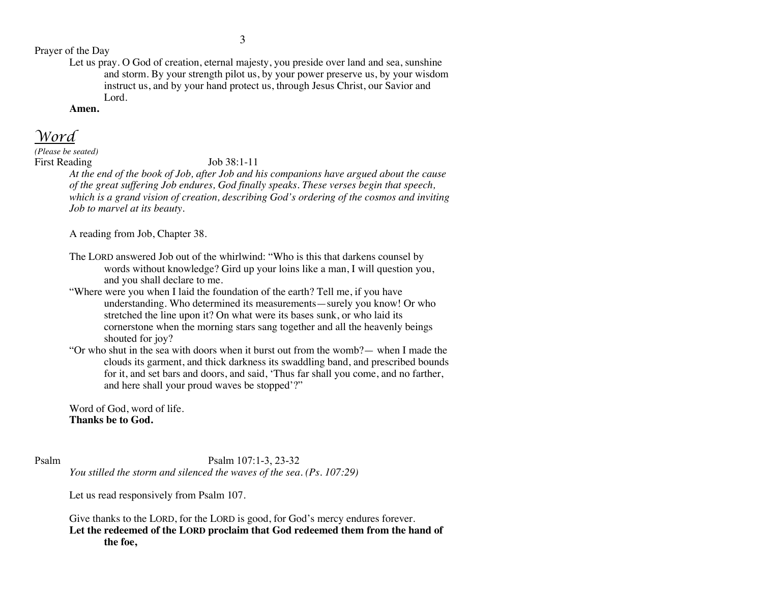Prayer of the Day

Let us pray. O God of creation, eternal majesty, you preside over land and sea, sunshine and storm. By your strength pilot us, by your power preserve us, by your wisdom instruct us, and by your hand protect us, through Jesus Christ, our Savior and Lord.

**Amen.**

# *Word*

*(Please be seated)*

First Reading Job 38:1-11

*At the end of the book of Job, after Job and his companions have argued about the cause of the great suffering Job endures, God finally speaks. These verses begin that speech, which is a grand vision of creation, describing God's ordering of the cosmos and inviting Job to marvel at its beauty.*

A reading from Job, Chapter 38.

The LORD answered Job out of the whirlwind: "Who is this that darkens counsel by words without knowledge? Gird up your loins like a man, I will question you, and you shall declare to me.

"Where were you when I laid the foundation of the earth? Tell me, if you have understanding. Who determined its measurements—surely you know! Or who stretched the line upon it? On what were its bases sunk, or who laid its cornerstone when the morning stars sang together and all the heavenly beings shouted for joy?

"Or who shut in the sea with doors when it burst out from the womb?— when I made the clouds its garment, and thick darkness its swaddling band, and prescribed bounds for it, and set bars and doors, and said, 'Thus far shall you come, and no farther, and here shall your proud waves be stopped'?"

Word of God, word of life.
**Thanks be to God.**

Psalm Psalm 107:1-3, 23-32

*You stilled the storm and silenced the waves of the sea. (Ps. 107:29)*

Let us read responsively from Psalm 107.

Give thanks to the LORD, for the LORD is good, for God's mercy endures forever.
**Let the redeemed of the LORD proclaim that God redeemed them from the hand of the foe,**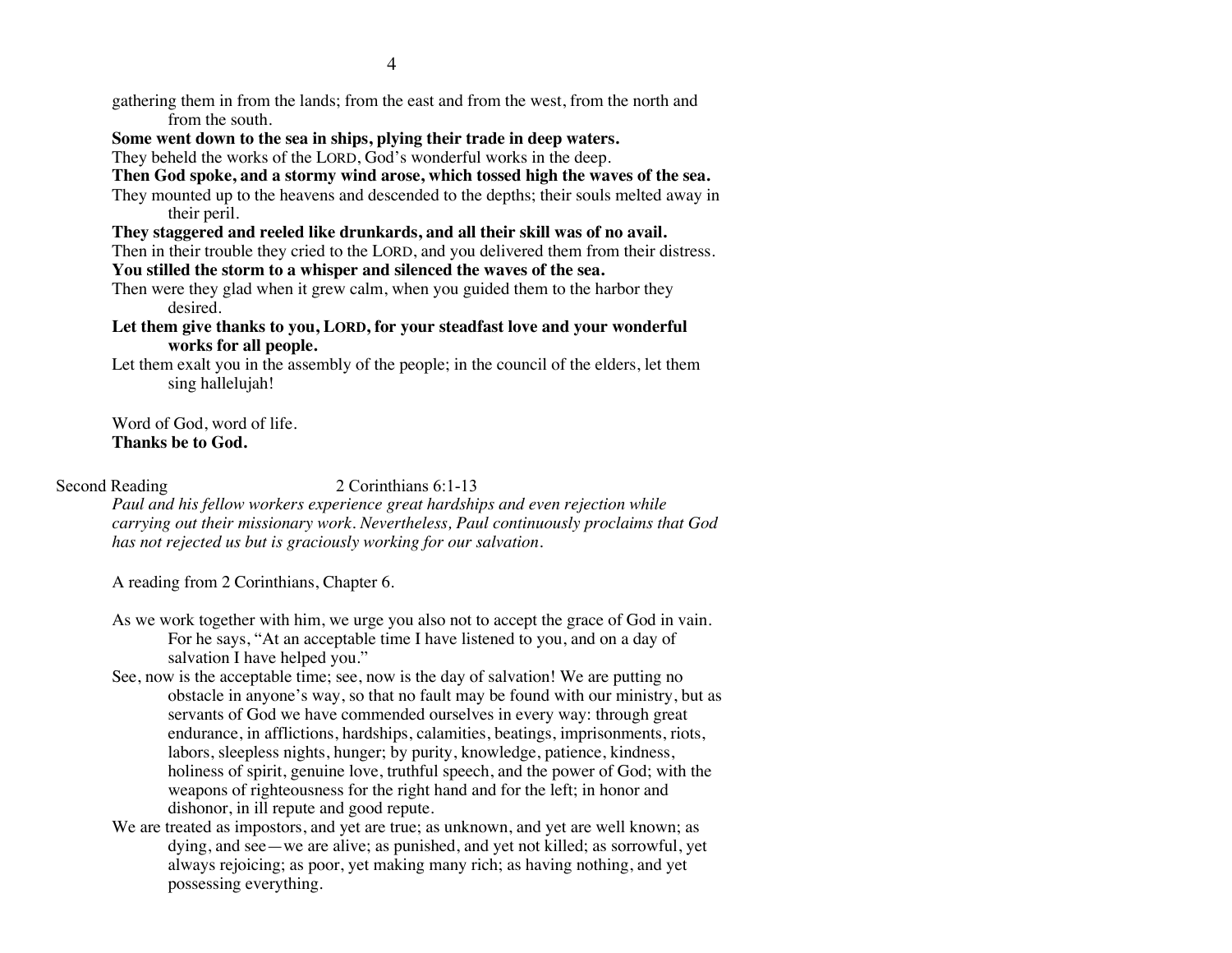gathering them in from the lands; from the east and from the west, from the north and from the south.

**Some went down to the sea in ships, plying their trade in deep waters.**

They beheld the works of the LORD, God's wonderful works in the deep.

**Then God spoke, and a stormy wind arose, which tossed high the waves of the sea.**

They mounted up to the heavens and descended to the depths; their souls melted away in their peril.

**They staggered and reeled like drunkards, and all their skill was of no avail.**

Then in their trouble they cried to the LORD, and you delivered them from their distress.

**You stilled the storm to a whisper and silenced the waves of the sea.**

Then were they glad when it grew calm, when you guided them to the harbor they desired.

**Let them give thanks to you, LORD, for your steadfast love and your wonderful works for all people.**

Let them exalt you in the assembly of the people; in the council of the elders, let them sing hallelujah!

Word of God, word of life.
**Thanks be to God.**

Second Reading 2 Corinthians 6:1-13

*Paul and his fellow workers experience great hardships and even rejection while carrying out their missionary work. Nevertheless, Paul continuously proclaims that God has not rejected us but is graciously working for our salvation.*

A reading from 2 Corinthians, Chapter 6.

As we work together with him, we urge you also not to accept the grace of God in vain. For he says, "At an acceptable time I have listened to you, and on a day of salvation I have helped you."

See, now is the acceptable time; see, now is the day of salvation! We are putting no obstacle in anyone's way, so that no fault may be found with our ministry, but as servants of God we have commended ourselves in every way: through great endurance, in afflictions, hardships, calamities, beatings, imprisonments, riots, labors, sleepless nights, hunger; by purity, knowledge, patience, kindness, holiness of spirit, genuine love, truthful speech, and the power of God; with the weapons of righteousness for the right hand and for the left; in honor and dishonor, in ill repute and good repute.

We are treated as impostors, and yet are true; as unknown, and yet are well known; as dying, and see—we are alive; as punished, and yet not killed; as sorrowful, yet always rejoicing; as poor, yet making many rich; as having nothing, and yet possessing everything.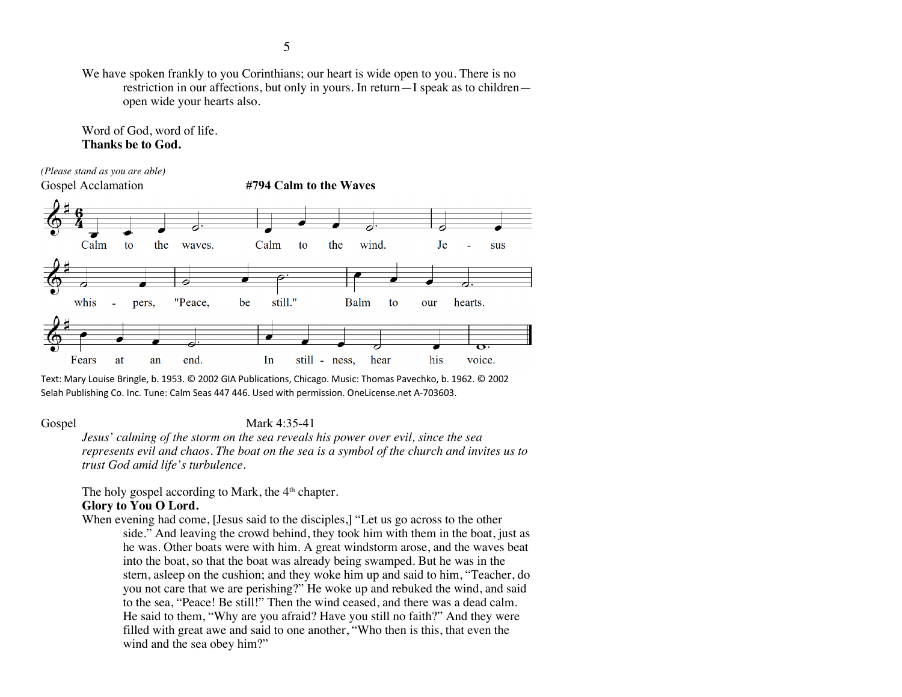We have spoken frankly to you Corinthians; our heart is wide open to you. There is no restriction in our affections, but only in yours. In return—I speak as to children—open wide your hearts also.

Word of God, word of life.
**Thanks be to God.**

*(Please stand as you are able)*

Gospel Acclamation **#794 Calm to the Waves**

Calm to the waves. Calm to the wind. Jesus whispers, "Peace, be still." Balm to our hearts. Fears at an end. In stillness, hear his voice.

Text: Mary Louise Bringle, b. 1953. © 2002 GIA Publications, Chicago. Music: Thomas Pavechko, b. 1962. © 2002 Selah Publishing Co. Inc. Tune: Calm Seas 447 446. Used with permission. OneLicense.net A-703603.

Gospel Mark 4:35-41

*Jesus' calming of the storm on the sea reveals his power over evil, since the sea represents evil and chaos. The boat on the sea is a symbol of the church and invites us to trust God amid life's turbulence.*

The holy gospel according to Mark, the 4th chapter.
**Glory to You O Lord.**

When evening had come, [Jesus said to the disciples,] "Let us go across to the other side." And leaving the crowd behind, they took him with them in the boat, just as he was. Other boats were with him. A great windstorm arose, and the waves beat into the boat, so that the boat was already being swamped. But he was in the stern, asleep on the cushion; and they woke him up and said to him, "Teacher, do you not care that we are perishing?" He woke up and rebuked the wind, and said to the sea, "Peace! Be still!" Then the wind ceased, and there was a dead calm. He said to them, "Why are you afraid? Have you still no faith?" And they were filled with great awe and said to one another, "Who then is this, that even the wind and the sea obey him?"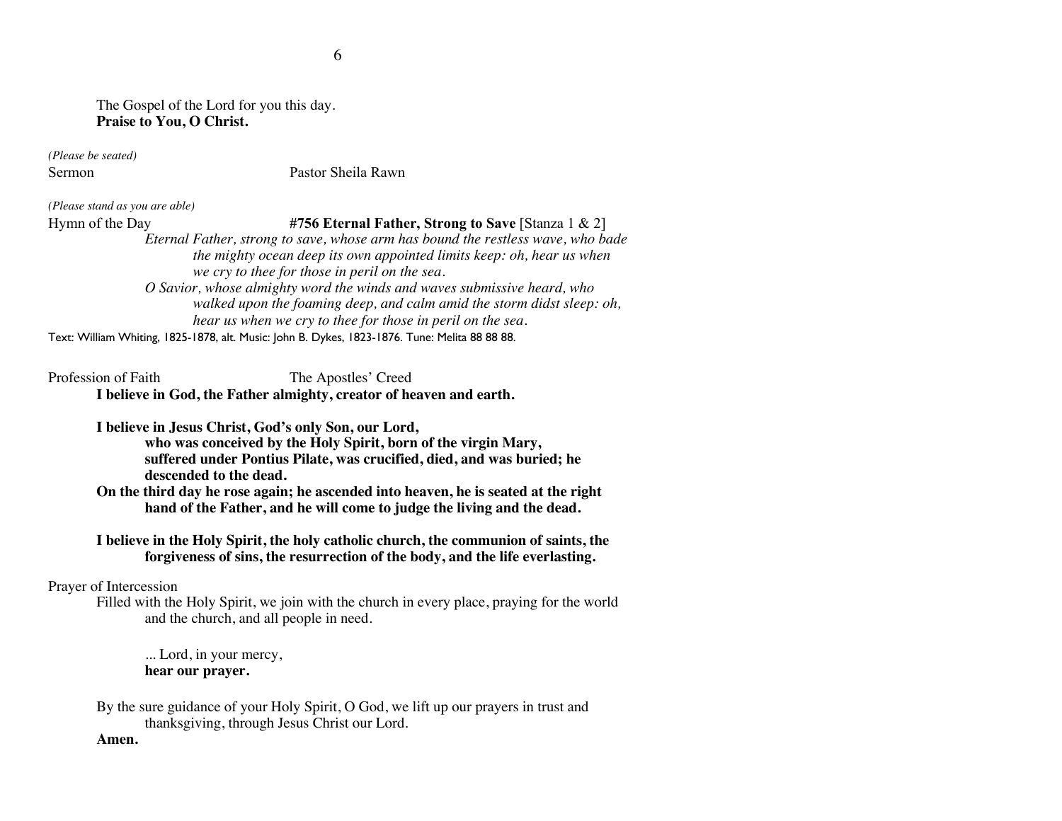The Gospel of the Lord for you this day.
**Praise to You, O Christ.**

*(Please be seated)*

Sermon Pastor Sheila Rawn

*(Please stand as you are able)*

Hymn of the Day **#756 Eternal Father, Strong to Save** [Stanza 1 & 2]

*Eternal Father, strong to save, whose arm has bound the restless wave, who bade the mighty ocean deep its own appointed limits keep: oh, hear us when we cry to thee for those in peril on the sea.*

*O Savior, whose almighty word the winds and waves submissive heard, who walked upon the foaming deep, and calm amid the storm didst sleep: oh, hear us when we cry to thee for those in peril on the sea.*

Text: William Whiting, 1825-1878, alt. Music: John B. Dykes, 1823-1876. Tune: Melita 88 88 88.

Profession of Faith The Apostles' Creed

**I believe in God, the Father almighty, creator of heaven and earth.**

**I believe in Jesus Christ, God's only Son, our Lord, who was conceived by the Holy Spirit, born of the virgin Mary, suffered under Pontius Pilate, was crucified, died, and was buried; he descended to the dead. On the third day he rose again; he ascended into heaven, he is seated at the right hand of the Father, and he will come to judge the living and the dead.**

**I believe in the Holy Spirit, the holy catholic church, the communion of saints, the forgiveness of sins, the resurrection of the body, and the life everlasting.**

Prayer of Intercession

Filled with the Holy Spirit, we join with the church in every place, praying for the world and the church, and all people in need.

... Lord, in your mercy,
**hear our prayer.**

By the sure guidance of your Holy Spirit, O God, we lift up our prayers in trust and thanksgiving, through Jesus Christ our Lord.
**Amen.**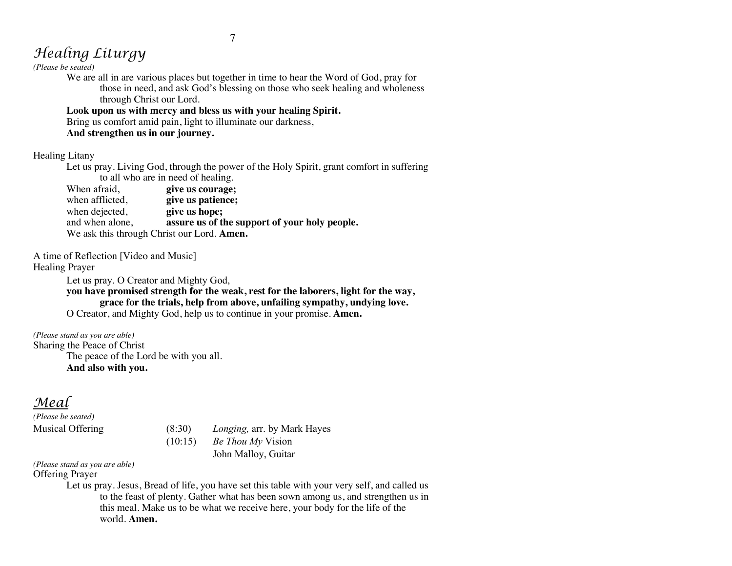## *Healing Liturgy*

*(Please be seated)*

We are all in are various places but together in time to hear the Word of God, pray for those in need, and ask God's blessing on those who seek healing and wholeness through Christ our Lord.

**Look upon us with mercy and bless us with your healing Spirit.**

Bring us comfort amid pain, light to illuminate our darkness,

**And strengthen us in our journey.**

Healing Litany

Let us pray. Living God, through the power of the Holy Spirit, grant comfort in suffering to all who are in need of healing.

When afraid, **give us courage;**
when afflicted, **give us patience;**
when dejected, **give us hope;**
and when alone, **assure us of the support of your holy people.**

We ask this through Christ our Lord. **Amen.**

A time of Reflection [Video and Music]

Healing Prayer

Let us pray. O Creator and Mighty God,

**you have promised strength for the weak, rest for the laborers, light for the way, grace for the trials, help from above, unfailing sympathy, undying love.**

O Creator, and Mighty God, help us to continue in your promise. **Amen.**

*(Please stand as you are able)*

Sharing the Peace of Christ

The peace of the Lord be with you all.

**And also with you.**

## *Meal*

*(Please be seated)*

Musical Offering (8:30) *Longing,* arr. by Mark Hayes
(10:15) *Be Thou My* Vision
John Malloy, Guitar

*(Please stand as you are able)*

Offering Prayer

Let us pray. Jesus, Bread of life, you have set this table with your very self, and called us to the feast of plenty. Gather what has been sown among us, and strengthen us in this meal. Make us to be what we receive here, your body for the life of the world. **Amen.**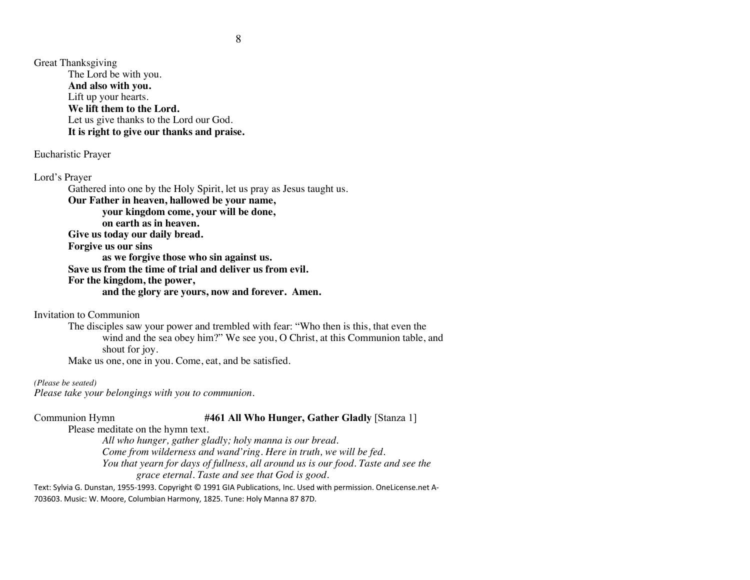Great Thanksgiving

The Lord be with you.
**And also with you.**
Lift up your hearts.
**We lift them to the Lord.**
Let us give thanks to the Lord our God.
**It is right to give our thanks and praise.**

Eucharistic Prayer

Lord's Prayer

Gathered into one by the Holy Spirit, let us pray as Jesus taught us.
**Our Father in heaven, hallowed be your name,**
**your kingdom come, your will be done,**
**on earth as in heaven.**
**Give us today our daily bread.**
**Forgive us our sins**
**as we forgive those who sin against us.**
**Save us from the time of trial and deliver us from evil.**
**For the kingdom, the power,**
**and the glory are yours, now and forever. Amen.**

Invitation to Communion

The disciples saw your power and trembled with fear: "Who then is this, that even the wind and the sea obey him?" We see you, O Christ, at this Communion table, and shout for joy.
Make us one, one in you. Come, eat, and be satisfied.

*(Please be seated)*
*Please take your belongings with you to communion.*

Communion Hymn **#461 All Who Hunger, Gather Gladly** [Stanza 1]

Please meditate on the hymn text.

*All who hunger, gather gladly; holy manna is our bread.*
*Come from wilderness and wand'ring. Here in truth, we will be fed.*
*You that yearn for days of fullness, all around us is our food. Taste and see the grace eternal. Taste and see that God is good.*

Text: Sylvia G. Dunstan, 1955-1993. Copyright © 1991 GIA Publications, Inc. Used with permission. OneLicense.net A-703603. Music: W. Moore, Columbian Harmony, 1825. Tune: Holy Manna 87 87D.